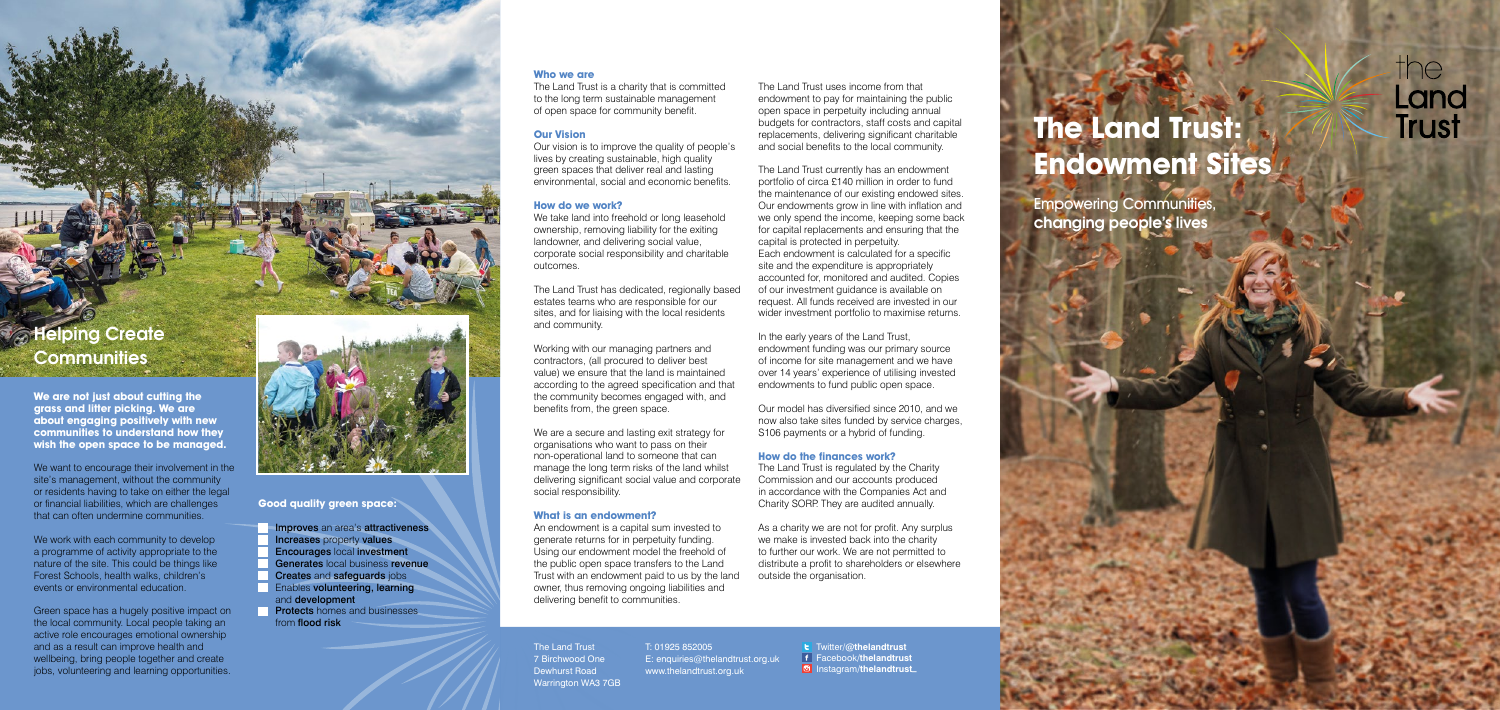the Land Trust

# The Land Trust: Endowment Sites

Empowering Communities, changing people's lives

## Helping Create Communities

**We are not just about cutting the grass and litter picking. We are about engaging positively with new communities to understand how they wish the open space to be managed.**

We want to encourage their involvement in the site's management, without the community or residents having to take on either the legal or financial liabilities, which are challenges that can often undermine communities.

We work with each community to develop a programme of activity appropriate to the nature of the site. This could be things like Forest Schools, health walks, children's events or environmental education.

Green space has a hugely positive impact on the local community. Local people taking an active role encourages emotional ownership and as a result can improve health and wellbeing, bring people together and create jobs, volunteering and learning opportunities.

### Good quality green space:

- **Improves** an area's **attractiveness**
- **Increases** property **values**
- **Encourages** local **investment**
- **Generates** local business **revenue**
- **Creates** and **safeguards** jobs
- Enables **volunteering, learning** and **development**
- **Protects** homes and businesses from **flood risk**

### Who we are

The Land Trust is a charity that is committed to the long term sustainable management of open space for community benefit.

### Our Vision

Our vision is to improve the quality of people's lives by creating sustainable, high quality green spaces that deliver real and lasting environmental, social and economic benefits.

### How do we work?

We take land into freehold or long leasehold ownership, removing liability for the exiting landowner, and delivering social value, corporate social responsibility and charitable outcomes.

The Land Trust has dedicated, regionally based estates teams who are responsible for our sites, and for liaising with the local residents and community.

Working with our managing partners and contractors, (all procured to deliver best value) we ensure that the land is maintained according to the agreed specification and that the community becomes engaged with, and benefits from, the green space.

We are a secure and lasting exit strategy for organisations who want to pass on their non-operational land to someone that can manage the long term risks of the land whilst delivering significant social value and corporate social responsibility.

### What is an endowment?

An endowment is a capital sum invested to generate returns for in perpetuity funding. Using our endowment model the freehold of the public open space transfers to the Land Trust with an endowment paid to us by the land owner, thus removing ongoing liabilities and delivering benefit to communities.

The Land Trust uses income from that endowment to pay for maintaining the public open space in perpetuity including annual budgets for contractors, staff costs and capital replacements, delivering significant charitable and social benefits to the local community.

The Land Trust currently has an endowment portfolio of circa £140 million in order to fund the maintenance of our existing endowed sites. Our endowments grow in line with inflation and we only spend the income, keeping some back for capital replacements and ensuring that the capital is protected in perpetuity. Each endowment is calculated for a specific site and the expenditure is appropriately accounted for, monitored and audited. Copies of our investment guidance is available on request. All funds received are invested in our wider investment portfolio to maximise returns.

In the early years of the Land Trust, endowment funding was our primary source of income for site management and we have over 14 years' experience of utilising invested endowments to fund public open space.

Our model has diversified since 2010, and we now also take sites funded by service charges, S106 payments or a hybrid of funding.

### How do the finances work?

The Land Trust is regulated by the Charity Commission and our accounts produced in accordance with the Companies Act and Charity SORP. They are audited annually.

As a charity we are not for profit. Any surplus we make is invested back into the charity to further our work. We are not permitted to distribute a profit to shareholders or elsewhere outside the organisation.

The Land Trust
7 Birchwood One
Dewhurst Road
Warrington WA3 7GB

T: 01925 852005
E: enquiries@thelandtrust.org.uk
www.thelandtrust.org.uk

Twitter/@**thelandtrust**
Facebook/**thelandtrust**
Instagram/**thelandtrust_**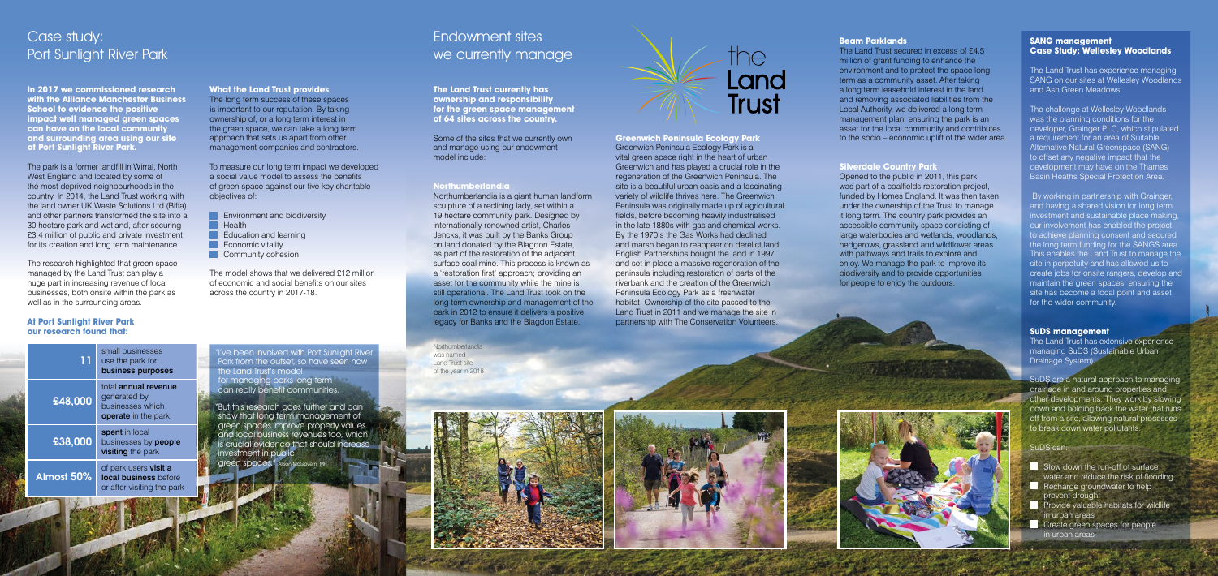# Case study: Port Sunlight River Park

**In 2017 we commissioned research with the Alliance Manchester Business School to evidence the positive impact well managed green spaces can have on the local community and surrounding area using our site at Port Sunlight River Park.**

The park is a former landfill in Wirral, North West England and located by some of the most deprived neighbourhoods in the country. In 2014, the Land Trust working with the land owner UK Waste Solutions Ltd (Biffa) and other partners transformed the site into a 30 hectare park and wetland, after securing £3.4 million of public and private investment for its creation and long term maintenance.

The research highlighted that green space managed by the Land Trust can play a huge part in increasing revenue of local businesses, both onsite within the park as well as in the surrounding areas.

### At Port Sunlight River Park our research found that:

| | |
|---|---|
| 11 | small businesses use the park for **business purposes** |
| £48,000 | total **annual revenue** generated by businesses which **operate** in the park |
| £38,000 | **spent** in local businesses by **people visiting** the park |
| Almost 50% | of park users **visit a local business** before or after visiting the park |

### What the Land Trust provides

The long term success of these spaces is important to our reputation. By taking ownership of, or a long term interest in the green space, we can take a long term approach that sets us apart from other management companies and contractors.

To measure our long term impact we developed a social value model to assess the benefits of green space against our five key charitable objectives of:

- Environment and biodiversity
- Health
- Education and learning
- Economic vitality
- Community cohesion

The model shows that we delivered £12 million of economic and social benefits on our sites across the country in 2017-18.

"I've been involved with Port Sunlight River Park from the outset, so have seen how the Land Trust's model for managing parks long term can really benefit communities.

"But this research goes further and can show that long term management of green spaces improve property values and local business revenues too, which is crucial evidence that should increase investment in public green spaces." Alison McGovern, MP

# Endowment sites we currently manage

**The Land Trust currently has ownership and responsibility for the green space management of 64 sites across the country.**

Some of the sites that we currently own and manage using our endowment model include:

### Northumberlandia

Northumberlandia is a giant human landform sculpture of a reclining lady, set within a 19 hectare community park. Designed by internationally renowned artist, Charles Jencks, it was built by the Banks Group on land donated by the Blagdon Estate, as part of the restoration of the adjacent surface coal mine. This process is known as a 'restoration first' approach; providing an asset for the community while the mine is still operational. The Land Trust took on the long term ownership and management of the park in 2012 to ensure it delivers a positive legacy for Banks and the Blagdon Estate.

Northumberlandia was named Land Trust site of the year in 2018

### Greenwich Peninsula Ecology Park

Greenwich Peninsula Ecology Park is a vital green space right in the heart of urban Greenwich and has played a crucial role in the regeneration of the Greenwich Peninsula. The site is a beautiful urban oasis and a fascinating variety of wildlife thrives here. The Greenwich Peninsula was originally made up of agricultural fields, before becoming heavily industrialised in the late 1880s with gas and chemical works. By the 1970's the Gas Works had declined and marsh began to reappear on derelict land. English Partnerships bought the land in 1997 and set in place a massive regeneration of the peninsula including restoration of parts of the riverbank and the creation of the Greenwich Peninsula Ecology Park as a freshwater habitat. Ownership of the site passed to the Land Trust in 2011 and we manage the site in partnership with The Conservation Volunteers.

### Beam Parklands

The Land Trust secured in excess of £4.5 million of grant funding to enhance the environment and to protect the space long term as a community asset. After taking a long term leasehold interest in the land and removing associated liabilities from the Local Authority, we delivered a long term management plan, ensuring the park is an asset for the local community and contributes to the socio – economic uplift of the wider area.

### Silverdale Country Park

Opened to the public in 2011, this park was part of a coalfields restoration project, funded by Homes England. It was then taken under the ownership of the Trust to manage it long term. The country park provides an accessible community space consisting of large waterbodies and wetlands, woodlands, hedgerows, grassland and wildflower areas with pathways and trails to explore and enjoy. We manage the park to improve its biodiversity and to provide opportunities for people to enjoy the outdoors.

### SANG management Case Study: Wellesley Woodlands

The Land Trust has experience managing SANG on our sites at Wellesley Woodlands and Ash Green Meadows.

The challenge at Wellesley Woodlands was the planning conditions for the developer, Grainger PLC, which stipulated a requirement for an area of Suitable Alternative Natural Greenspace (SANG) to offset any negative impact that the development may have on the Thames Basin Heaths Special Protection Area.

By working in partnership with Grainger, and having a shared vision for long term investment and sustainable place making, our involvement has enabled the project to achieve planning consent and secured the long term funding for the SANGS area. This enables the Land Trust to manage the site in perpetuity and has allowed us to create jobs for onsite rangers, develop and maintain the green spaces, ensuring the site has become a focal point and asset for the wider community.

### SuDS management

The Land Trust has extensive experience managing SuDS (Sustainable Urban Drainage System).

SuDS are a natural approach to managing drainage in and around properties and other developments. They work by slowing down and holding back the water that runs off from a site, allowing natural processes to break down water pollutants.

SuDS can:

- Slow down the run-off of surface water and reduce the risk of flooding
- Recharge groundwater to help prevent drought
- Provide valuable habitats for wildlife in urban areas
- Create green spaces for people in urban areas